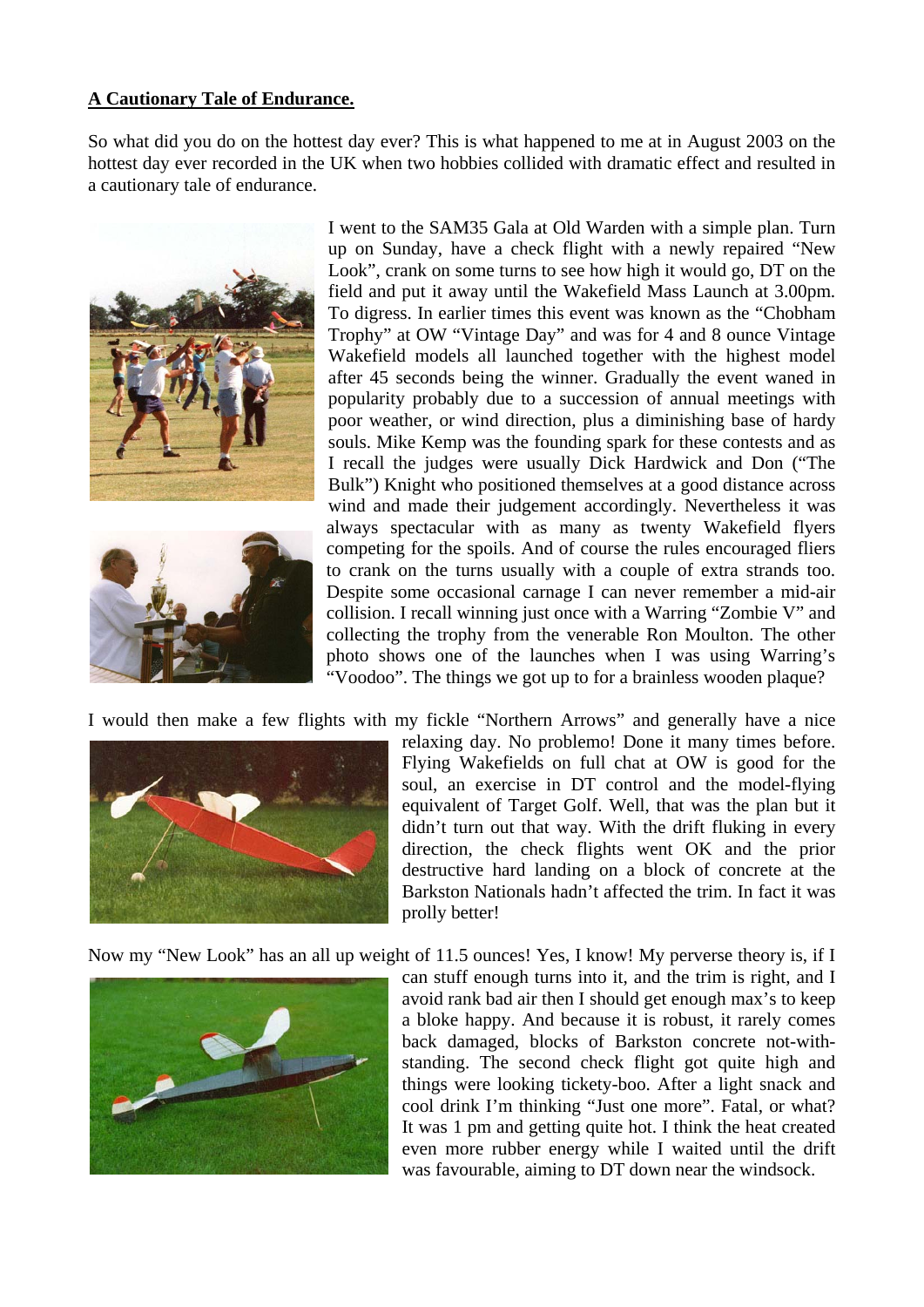**A Cautionary Tale of Endurance.**

So what did you do on the hottest day ever? This is what happened to me at in August 2003 on the hottest day ever recorded in the UK when two hobbies collided with dramatic effect and resulted in a cautionary tale of endurance.

I went to the SAM35 Gala at Old Warden with a simple plan. Turn up on Sunday, have a check flight with a newly repaired "New Look", crank on some turns to see how high it would go, DT on the field and put it away until the Wakefield Mass Launch at 3.00pm. To digress. In earlier times this event was known as the "Chobham Trophy" at OW "Vintage Day" and was for 4 and 8 ounce Vintage Wakefield models all launched together with the highest model after 45 seconds being the winner. Gradually the event waned in popularity probably due to a succession of annual meetings with poor weather, or wind direction, plus a diminishing base of hardy souls. Mike Kemp was the founding spark for these contests and as I recall the judges were usually Dick Hardwick and Don ("The Bulk") Knight who positioned themselves at a good distance across wind and made their judgement accordingly. Nevertheless it was always spectacular with as many as twenty Wakefield flyers competing for the spoils. And of course the rules encouraged fliers to crank on the turns usually with a couple of extra strands too. Despite some occasional carnage I can never remember a mid-air collision. I recall winning just once with a Warring "Zombie V" and collecting the trophy from the venerable Ron Moulton. The other photo shows one of the launches when I was using Warring's "Voodoo". The things we got up to for a brainless wooden plaque?

I would then make a few flights with my fickle "Northern Arrows" and generally have a nice relaxing day. No problemo! Done it many times before. Flying Wakefields on full chat at OW is good for the soul, an exercise in DT control and the model-flying equivalent of Target Golf. Well, that was the plan but it didn't turn out that way. With the drift fluking in every direction, the check flights went OK and the prior destructive hard landing on a block of concrete at the Barkston Nationals hadn't affected the trim. In fact it was prolly better!

Now my "New Look" has an all up weight of 11.5 ounces! Yes, I know! My perverse theory is, if I can stuff enough turns into it, and the trim is right, and I avoid rank bad air then I should get enough max's to keep a bloke happy. And because it is robust, it rarely comes back damaged, blocks of Barkston concrete not-with-standing. The second check flight got quite high and things were looking tickety-boo. After a light snack and cool drink I'm thinking "Just one more". Fatal, or what? It was 1 pm and getting quite hot. I think the heat created even more rubber energy while I waited until the drift was favourable, aiming to DT down near the windsock.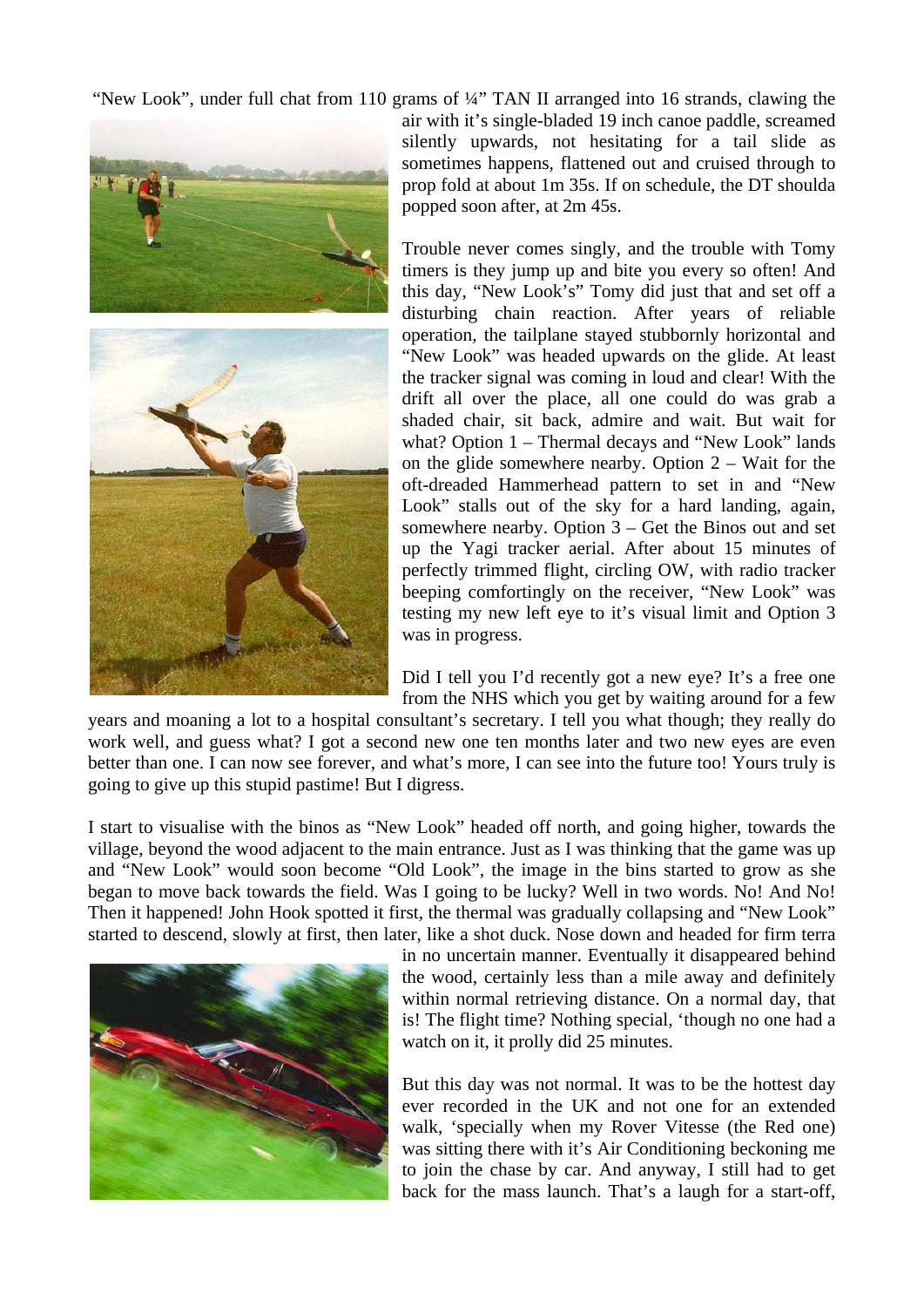"New Look", under full chat from 110 grams of ¼" TAN II arranged into 16 strands, clawing the air with it's single-bladed 19 inch canoe paddle, screamed silently upwards, not hesitating for a tail slide as sometimes happens, flattened out and cruised through to prop fold at about 1m 35s. If on schedule, the DT shoulda popped soon after, at 2m 45s.

Trouble never comes singly, and the trouble with Tomy timers is they jump up and bite you every so often! And this day, "New Look's" Tomy did just that and set off a disturbing chain reaction. After years of reliable operation, the tailplane stayed stubbornly horizontal and "New Look" was headed upwards on the glide. At least the tracker signal was coming in loud and clear! With the drift all over the place, all one could do was grab a shaded chair, sit back, admire and wait. But wait for what? Option 1 – Thermal decays and "New Look" lands on the glide somewhere nearby. Option 2 – Wait for the oft-dreaded Hammerhead pattern to set in and "New Look" stalls out of the sky for a hard landing, again, somewhere nearby. Option 3 – Get the Binos out and set up the Yagi tracker aerial. After about 15 minutes of perfectly trimmed flight, circling OW, with radio tracker beeping comfortingly on the receiver, "New Look" was testing my new left eye to it's visual limit and Option 3 was in progress.

Did I tell you I'd recently got a new eye? It's a free one from the NHS which you get by waiting around for a few years and moaning a lot to a hospital consultant's secretary. I tell you what though; they really do work well, and guess what? I got a second new one ten months later and two new eyes are even better than one. I can now see forever, and what's more, I can see into the future too! Yours truly is going to give up this stupid pastime! But I digress.

I start to visualise with the binos as "New Look" headed off north, and going higher, towards the village, beyond the wood adjacent to the main entrance. Just as I was thinking that the game was up and "New Look" would soon become "Old Look", the image in the bins started to grow as she began to move back towards the field. Was I going to be lucky? Well in two words. No! And No! Then it happened! John Hook spotted it first, the thermal was gradually collapsing and "New Look" started to descend, slowly at first, then later, like a shot duck. Nose down and headed for firm terra in no uncertain manner. Eventually it disappeared behind the wood, certainly less than a mile away and definitely within normal retrieving distance. On a normal day, that is! The flight time? Nothing special, 'though no one had a watch on it, it prolly did 25 minutes.

But this day was not normal. It was to be the hottest day ever recorded in the UK and not one for an extended walk, 'specially when my Rover Vitesse (the Red one) was sitting there with it's Air Conditioning beckoning me to join the chase by car. And anyway, I still had to get back for the mass launch. That's a laugh for a start-off,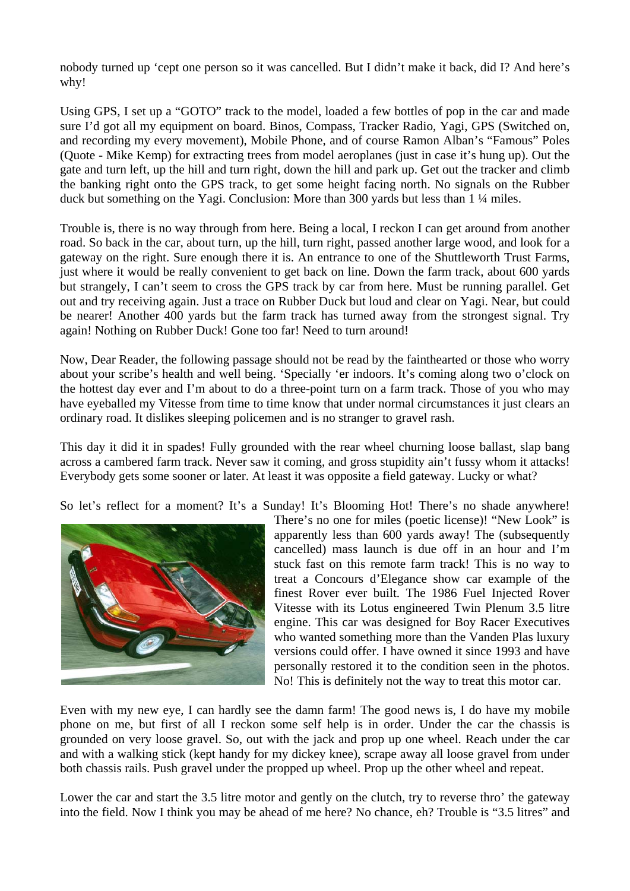nobody turned up 'cept one person so it was cancelled. But I didn't make it back, did I? And here's why!

Using GPS, I set up a "GOTO" track to the model, loaded a few bottles of pop in the car and made sure I'd got all my equipment on board. Binos, Compass, Tracker Radio, Yagi, GPS (Switched on, and recording my every movement), Mobile Phone, and of course Ramon Alban's "Famous" Poles (Quote - Mike Kemp) for extracting trees from model aeroplanes (just in case it's hung up). Out the gate and turn left, up the hill and turn right, down the hill and park up. Get out the tracker and climb the banking right onto the GPS track, to get some height facing north. No signals on the Rubber duck but something on the Yagi. Conclusion: More than 300 yards but less than 1 ¼ miles.

Trouble is, there is no way through from here. Being a local, I reckon I can get around from another road. So back in the car, about turn, up the hill, turn right, passed another large wood, and look for a gateway on the right. Sure enough there it is. An entrance to one of the Shuttleworth Trust Farms, just where it would be really convenient to get back on line. Down the farm track, about 600 yards but strangely, I can't seem to cross the GPS track by car from here. Must be running parallel. Get out and try receiving again. Just a trace on Rubber Duck but loud and clear on Yagi. Near, but could be nearer! Another 400 yards but the farm track has turned away from the strongest signal. Try again! Nothing on Rubber Duck! Gone too far! Need to turn around!

Now, Dear Reader, the following passage should not be read by the fainthearted or those who worry about your scribe's health and well being. 'Specially 'er indoors. It's coming along two o'clock on the hottest day ever and I'm about to do a three-point turn on a farm track. Those of you who may have eyeballed my Vitesse from time to time know that under normal circumstances it just clears an ordinary road. It dislikes sleeping policemen and is no stranger to gravel rash.

This day it did it in spades! Fully grounded with the rear wheel churning loose ballast, slap bang across a cambered farm track. Never saw it coming, and gross stupidity ain't fussy whom it attacks! Everybody gets some sooner or later. At least it was opposite a field gateway. Lucky or what?

So let's reflect for a moment? It's a Sunday! It's Blooming Hot! There's no shade anywhere! There's no one for miles (poetic license)! "New Look" is apparently less than 600 yards away! The (subsequently cancelled) mass launch is due off in an hour and I'm stuck fast on this remote farm track! This is no way to treat a Concours d'Elegance show car example of the finest Rover ever built. The 1986 Fuel Injected Rover Vitesse with its Lotus engineered Twin Plenum 3.5 litre engine. This car was designed for Boy Racer Executives who wanted something more than the Vanden Plas luxury versions could offer. I have owned it since 1993 and have personally restored it to the condition seen in the photos. No! This is definitely not the way to treat this motor car.

Even with my new eye, I can hardly see the damn farm! The good news is, I do have my mobile phone on me, but first of all I reckon some self help is in order. Under the car the chassis is grounded on very loose gravel. So, out with the jack and prop up one wheel. Reach under the car and with a walking stick (kept handy for my dickey knee), scrape away all loose gravel from under both chassis rails. Push gravel under the propped up wheel. Prop up the other wheel and repeat.

Lower the car and start the 3.5 litre motor and gently on the clutch, try to reverse thro' the gateway into the field. Now I think you may be ahead of me here? No chance, eh? Trouble is "3.5 litres" and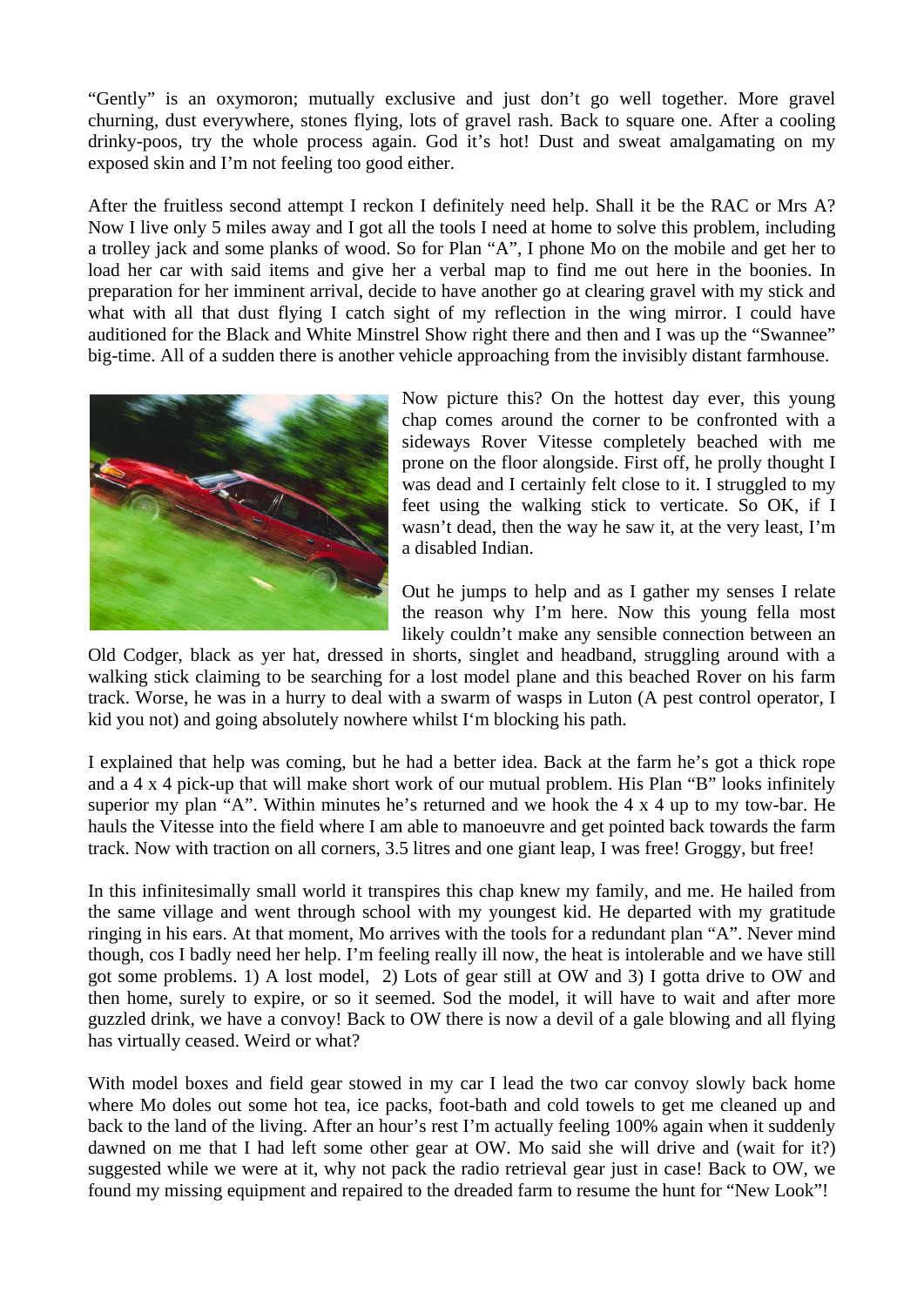"Gently" is an oxymoron; mutually exclusive and just don't go well together. More gravel churning, dust everywhere, stones flying, lots of gravel rash. Back to square one. After a cooling drinky-poos, try the whole process again. God it's hot! Dust and sweat amalgamating on my exposed skin and I'm not feeling too good either.

After the fruitless second attempt I reckon I definitely need help. Shall it be the RAC or Mrs A? Now I live only 5 miles away and I got all the tools I need at home to solve this problem, including a trolley jack and some planks of wood. So for Plan "A", I phone Mo on the mobile and get her to load her car with said items and give her a verbal map to find me out here in the boonies. In preparation for her imminent arrival, decide to have another go at clearing gravel with my stick and what with all that dust flying I catch sight of my reflection in the wing mirror. I could have auditioned for the Black and White Minstrel Show right there and then and I was up the "Swannee" big-time. All of a sudden there is another vehicle approaching from the invisibly distant farmhouse.

Now picture this? On the hottest day ever, this young chap comes around the corner to be confronted with a sideways Rover Vitesse completely beached with me prone on the floor alongside. First off, he prolly thought I was dead and I certainly felt close to it. I struggled to my feet using the walking stick to verticate. So OK, if I wasn't dead, then the way he saw it, at the very least, I'm a disabled Indian.

Out he jumps to help and as I gather my senses I relate the reason why I'm here. Now this young fella most likely couldn't make any sensible connection between an Old Codger, black as yer hat, dressed in shorts, singlet and headband, struggling around with a walking stick claiming to be searching for a lost model plane and this beached Rover on his farm track. Worse, he was in a hurry to deal with a swarm of wasps in Luton (A pest control operator, I kid you not) and going absolutely nowhere whilst I'm blocking his path.

I explained that help was coming, but he had a better idea. Back at the farm he's got a thick rope and a 4 x 4 pick-up that will make short work of our mutual problem. His Plan "B" looks infinitely superior my plan "A". Within minutes he's returned and we hook the 4 x 4 up to my tow-bar. He hauls the Vitesse into the field where I am able to manoeuvre and get pointed back towards the farm track. Now with traction on all corners, 3.5 litres and one giant leap, I was free! Groggy, but free!

In this infinitesimally small world it transpires this chap knew my family, and me. He hailed from the same village and went through school with my youngest kid. He departed with my gratitude ringing in his ears. At that moment, Mo arrives with the tools for a redundant plan "A". Never mind though, cos I badly need her help. I'm feeling really ill now, the heat is intolerable and we have still got some problems. 1) A lost model, 2) Lots of gear still at OW and 3) I gotta drive to OW and then home, surely to expire, or so it seemed. Sod the model, it will have to wait and after more guzzled drink, we have a convoy! Back to OW there is now a devil of a gale blowing and all flying has virtually ceased. Weird or what?

With model boxes and field gear stowed in my car I lead the two car convoy slowly back home where Mo doles out some hot tea, ice packs, foot-bath and cold towels to get me cleaned up and back to the land of the living. After an hour's rest I'm actually feeling 100% again when it suddenly dawned on me that I had left some other gear at OW. Mo said she will drive and (wait for it?) suggested while we were at it, why not pack the radio retrieval gear just in case! Back to OW, we found my missing equipment and repaired to the dreaded farm to resume the hunt for "New Look"!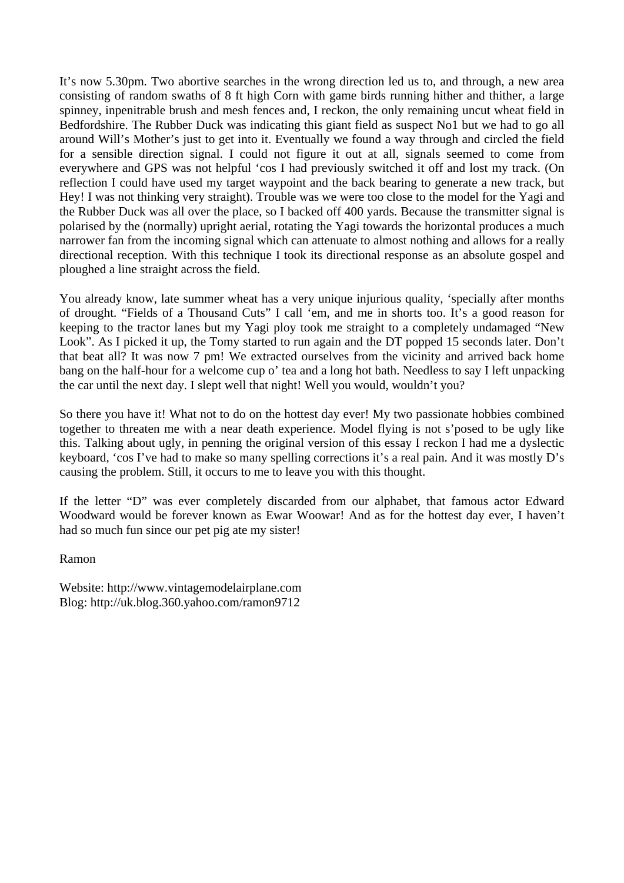It's now 5.30pm. Two abortive searches in the wrong direction led us to, and through, a new area consisting of random swaths of 8 ft high Corn with game birds running hither and thither, a large spinney, inpenitrable brush and mesh fences and, I reckon, the only remaining uncut wheat field in Bedfordshire. The Rubber Duck was indicating this giant field as suspect No1 but we had to go all around Will's Mother's just to get into it. Eventually we found a way through and circled the field for a sensible direction signal. I could not figure it out at all, signals seemed to come from everywhere and GPS was not helpful 'cos I had previously switched it off and lost my track. (On reflection I could have used my target waypoint and the back bearing to generate a new track, but Hey! I was not thinking very straight). Trouble was we were too close to the model for the Yagi and the Rubber Duck was all over the place, so I backed off 400 yards. Because the transmitter signal is polarised by the (normally) upright aerial, rotating the Yagi towards the horizontal produces a much narrower fan from the incoming signal which can attenuate to almost nothing and allows for a really directional reception. With this technique I took its directional response as an absolute gospel and ploughed a line straight across the field.

You already know, late summer wheat has a very unique injurious quality, 'specially after months of drought. "Fields of a Thousand Cuts" I call 'em, and me in shorts too. It's a good reason for keeping to the tractor lanes but my Yagi ploy took me straight to a completely undamaged "New Look". As I picked it up, the Tomy started to run again and the DT popped 15 seconds later. Don't that beat all? It was now 7 pm! We extracted ourselves from the vicinity and arrived back home bang on the half-hour for a welcome cup o' tea and a long hot bath. Needless to say I left unpacking the car until the next day. I slept well that night! Well you would, wouldn't you?

So there you have it! What not to do on the hottest day ever! My two passionate hobbies combined together to threaten me with a near death experience. Model flying is not s'posed to be ugly like this. Talking about ugly, in penning the original version of this essay I reckon I had me a dyslectic keyboard, 'cos I've had to make so many spelling corrections it's a real pain. And it was mostly D's causing the problem. Still, it occurs to me to leave you with this thought.

If the letter "D" was ever completely discarded from our alphabet, that famous actor Edward Woodward would be forever known as Ewar Woowar! And as for the hottest day ever, I haven't had so much fun since our pet pig ate my sister!

Ramon

Website: http://www.vintagemodelairplane.com
Blog: http://uk.blog.360.yahoo.com/ramon9712